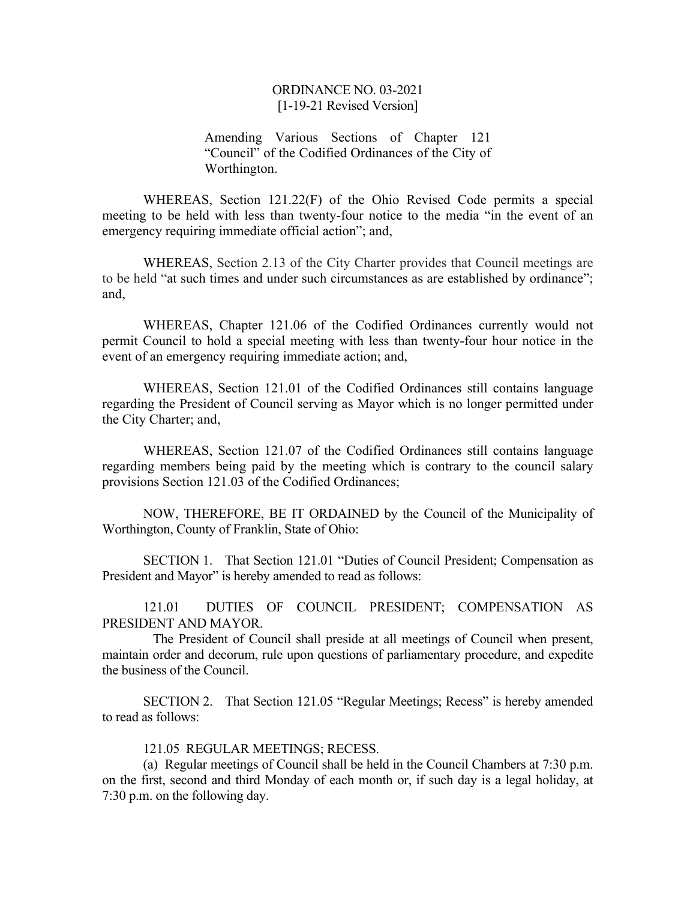ORDINANCE NO. 03-2021
[1-19-21 Revised Version]

Amending Various Sections of Chapter 121 "Council" of the Codified Ordinances of the City of Worthington.

WHEREAS, Section 121.22(F) of the Ohio Revised Code permits a special meeting to be held with less than twenty-four notice to the media "in the event of an emergency requiring immediate official action"; and,

WHEREAS, Section 2.13 of the City Charter provides that Council meetings are to be held "at such times and under such circumstances as are established by ordinance"; and,

WHEREAS, Chapter 121.06 of the Codified Ordinances currently would not permit Council to hold a special meeting with less than twenty-four hour notice in the event of an emergency requiring immediate action; and,

WHEREAS, Section 121.01 of the Codified Ordinances still contains language regarding the President of Council serving as Mayor which is no longer permitted under the City Charter; and,

WHEREAS, Section 121.07 of the Codified Ordinances still contains language regarding members being paid by the meeting which is contrary to the council salary provisions Section 121.03 of the Codified Ordinances;

NOW, THEREFORE, BE IT ORDAINED by the Council of the Municipality of Worthington, County of Franklin, State of Ohio:

SECTION 1. That Section 121.01 "Duties of Council President; Compensation as President and Mayor" is hereby amended to read as follows:

121.01 DUTIES OF COUNCIL PRESIDENT; COMPENSATION AS PRESIDENT AND MAYOR.

The President of Council shall preside at all meetings of Council when present, maintain order and decorum, rule upon questions of parliamentary procedure, and expedite the business of the Council.

SECTION 2. That Section 121.05 "Regular Meetings; Recess" is hereby amended to read as follows:

121.05 REGULAR MEETINGS; RECESS.

(a) Regular meetings of Council shall be held in the Council Chambers at 7:30 p.m. on the first, second and third Monday of each month or, if such day is a legal holiday, at 7:30 p.m. on the following day.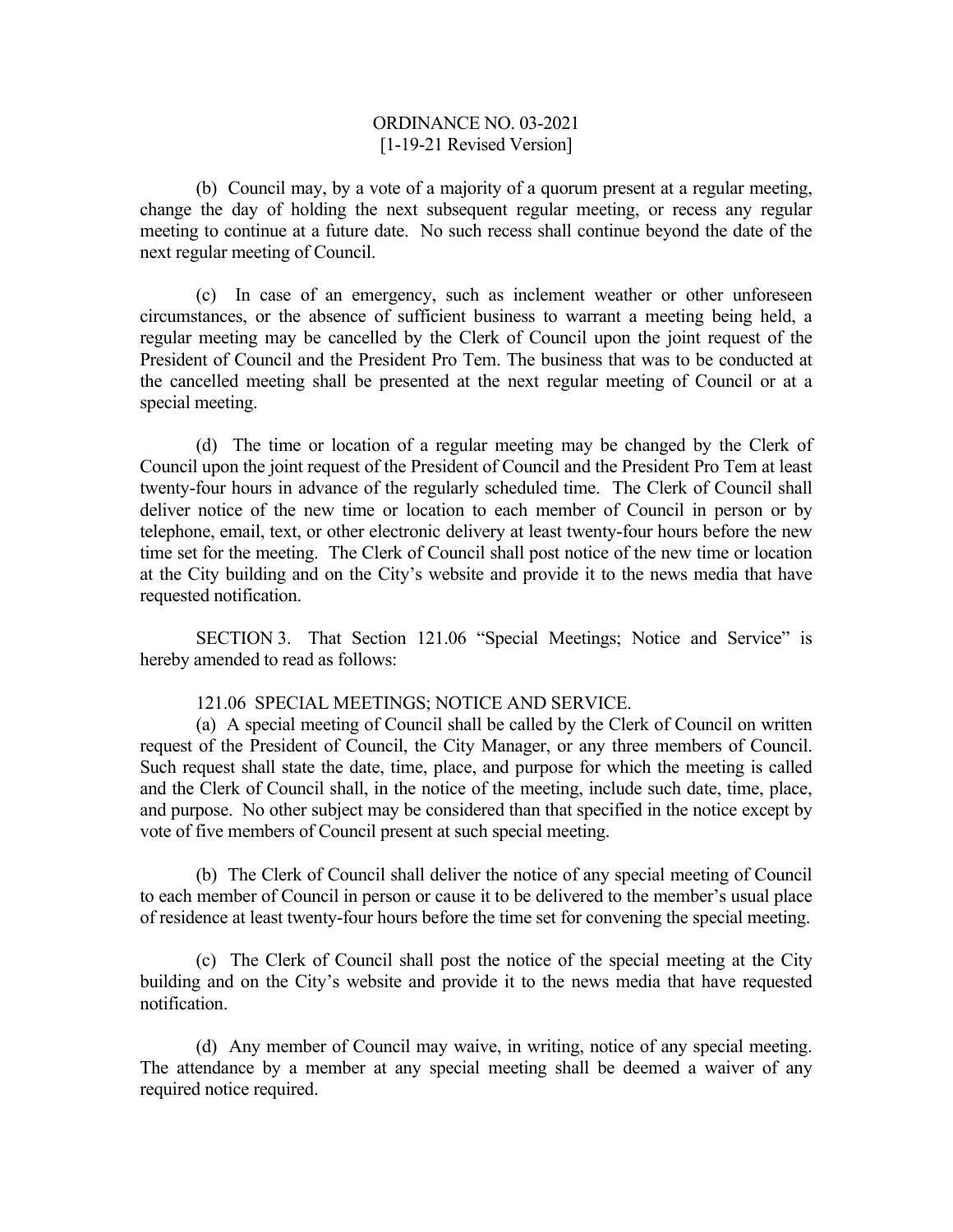(b) Council may, by a vote of a majority of a quorum present at a regular meeting, change the day of holding the next subsequent regular meeting, or recess any regular meeting to continue at a future date. No such recess shall continue beyond the date of the next regular meeting of Council.

(c) In case of an emergency, such as inclement weather or other unforeseen circumstances, or the absence of sufficient business to warrant a meeting being held, a regular meeting may be cancelled by the Clerk of Council upon the joint request of the President of Council and the President Pro Tem. The business that was to be conducted at the cancelled meeting shall be presented at the next regular meeting of Council or at a special meeting.

(d) The time or location of a regular meeting may be changed by the Clerk of Council upon the joint request of the President of Council and the President Pro Tem at least twenty-four hours in advance of the regularly scheduled time. The Clerk of Council shall deliver notice of the new time or location to each member of Council in person or by telephone, email, text, or other electronic delivery at least twenty-four hours before the new time set for the meeting. The Clerk of Council shall post notice of the new time or location at the City building and on the City's website and provide it to the news media that have requested notification.

SECTION 3. That Section 121.06 "Special Meetings; Notice and Service" is hereby amended to read as follows:

121.06 SPECIAL MEETINGS; NOTICE AND SERVICE.

(a) A special meeting of Council shall be called by the Clerk of Council on written request of the President of Council, the City Manager, or any three members of Council. Such request shall state the date, time, place, and purpose for which the meeting is called and the Clerk of Council shall, in the notice of the meeting, include such date, time, place, and purpose. No other subject may be considered than that specified in the notice except by vote of five members of Council present at such special meeting.

(b) The Clerk of Council shall deliver the notice of any special meeting of Council to each member of Council in person or cause it to be delivered to the member's usual place of residence at least twenty-four hours before the time set for convening the special meeting.

(c) The Clerk of Council shall post the notice of the special meeting at the City building and on the City's website and provide it to the news media that have requested notification.

(d) Any member of Council may waive, in writing, notice of any special meeting. The attendance by a member at any special meeting shall be deemed a waiver of any required notice required.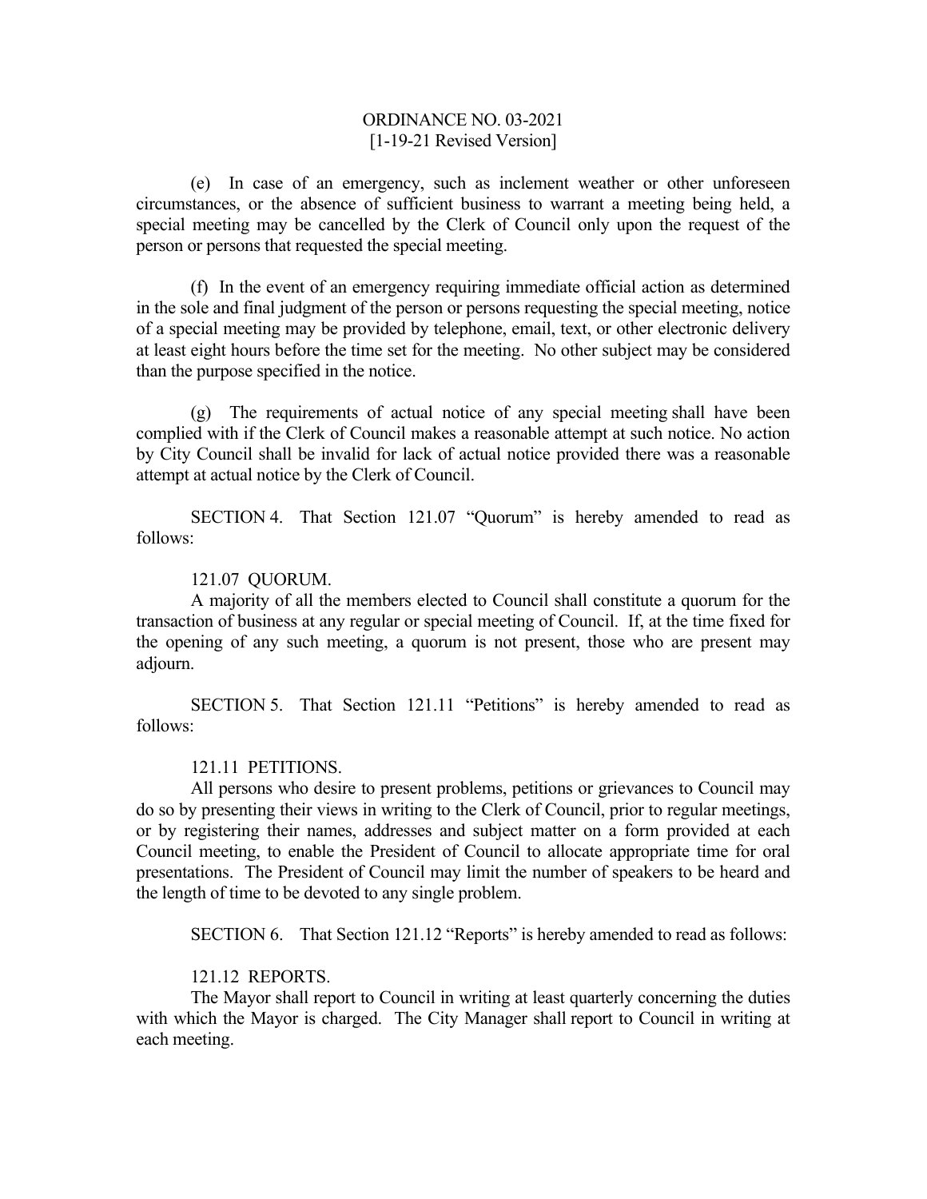ORDINANCE NO. 03-2021
[1-19-21 Revised Version]

(e) In case of an emergency, such as inclement weather or other unforeseen circumstances, or the absence of sufficient business to warrant a meeting being held, a special meeting may be cancelled by the Clerk of Council only upon the request of the person or persons that requested the special meeting.

(f) In the event of an emergency requiring immediate official action as determined in the sole and final judgment of the person or persons requesting the special meeting, notice of a special meeting may be provided by telephone, email, text, or other electronic delivery at least eight hours before the time set for the meeting. No other subject may be considered than the purpose specified in the notice.

(g) The requirements of actual notice of any special meeting shall have been complied with if the Clerk of Council makes a reasonable attempt at such notice. No action by City Council shall be invalid for lack of actual notice provided there was a reasonable attempt at actual notice by the Clerk of Council.

SECTION 4. That Section 121.07 "Quorum" is hereby amended to read as follows:

121.07 QUORUM.

A majority of all the members elected to Council shall constitute a quorum for the transaction of business at any regular or special meeting of Council. If, at the time fixed for the opening of any such meeting, a quorum is not present, those who are present may adjourn.

SECTION 5. That Section 121.11 "Petitions" is hereby amended to read as follows:

121.11 PETITIONS.

All persons who desire to present problems, petitions or grievances to Council may do so by presenting their views in writing to the Clerk of Council, prior to regular meetings, or by registering their names, addresses and subject matter on a form provided at each Council meeting, to enable the President of Council to allocate appropriate time for oral presentations. The President of Council may limit the number of speakers to be heard and the length of time to be devoted to any single problem.

SECTION 6. That Section 121.12 "Reports" is hereby amended to read as follows:

121.12 REPORTS.

The Mayor shall report to Council in writing at least quarterly concerning the duties with which the Mayor is charged. The City Manager shall report to Council in writing at each meeting.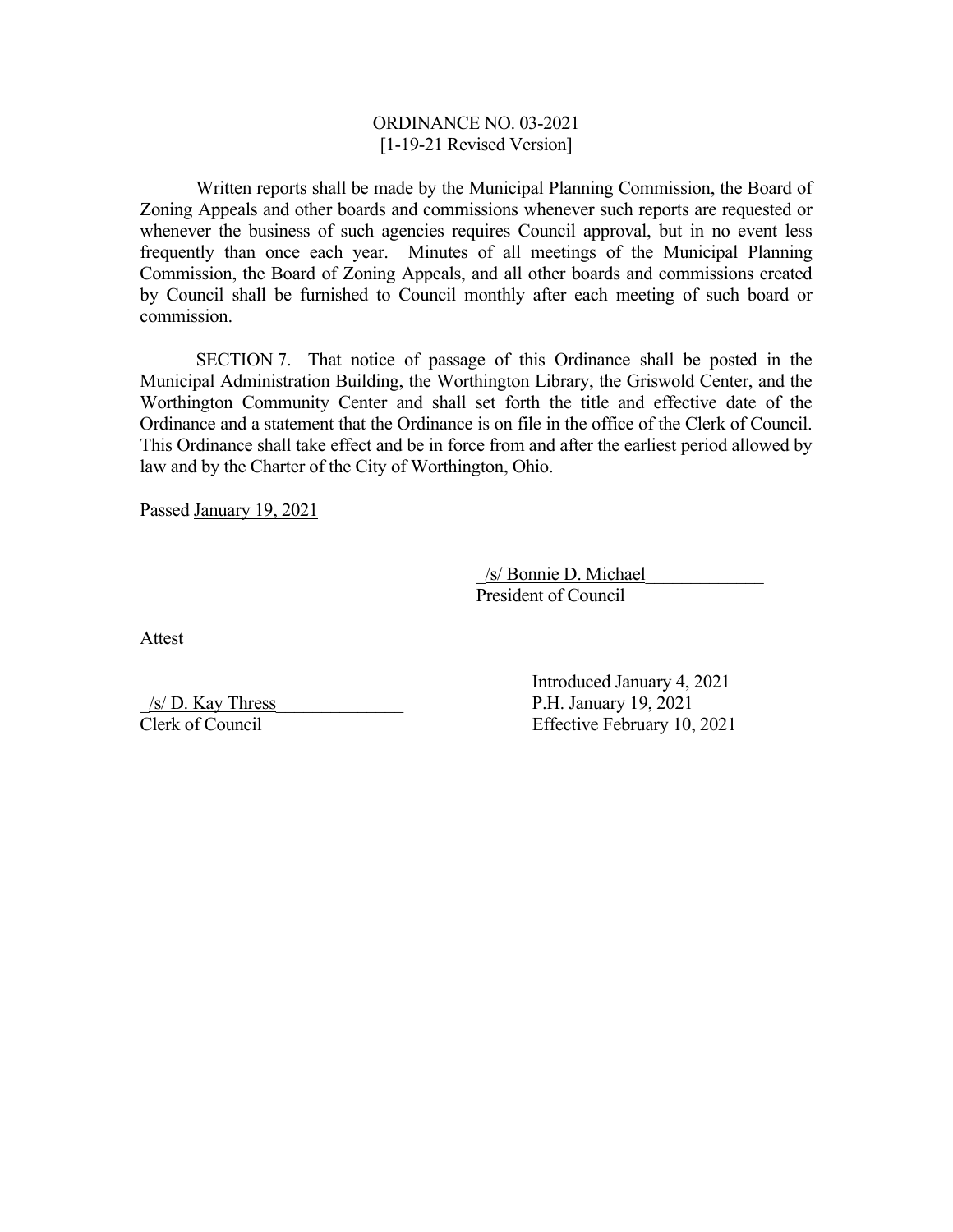ORDINANCE NO. 03-2021
[1-19-21 Revised Version]

Written reports shall be made by the Municipal Planning Commission, the Board of Zoning Appeals and other boards and commissions whenever such reports are requested or whenever the business of such agencies requires Council approval, but in no event less frequently than once each year. Minutes of all meetings of the Municipal Planning Commission, the Board of Zoning Appeals, and all other boards and commissions created by Council shall be furnished to Council monthly after each meeting of such board or commission.

SECTION 7. That notice of passage of this Ordinance shall be posted in the Municipal Administration Building, the Worthington Library, the Griswold Center, and the Worthington Community Center and shall set forth the title and effective date of the Ordinance and a statement that the Ordinance is on file in the office of the Clerk of Council. This Ordinance shall take effect and be in force from and after the earliest period allowed by law and by the Charter of the City of Worthington, Ohio.

Passed January 19, 2021

/s/ Bonnie D. Michael
President of Council

Attest

/s/ D. Kay Thress
Clerk of Council

Introduced January 4, 2021
P.H. January 19, 2021
Effective February 10, 2021